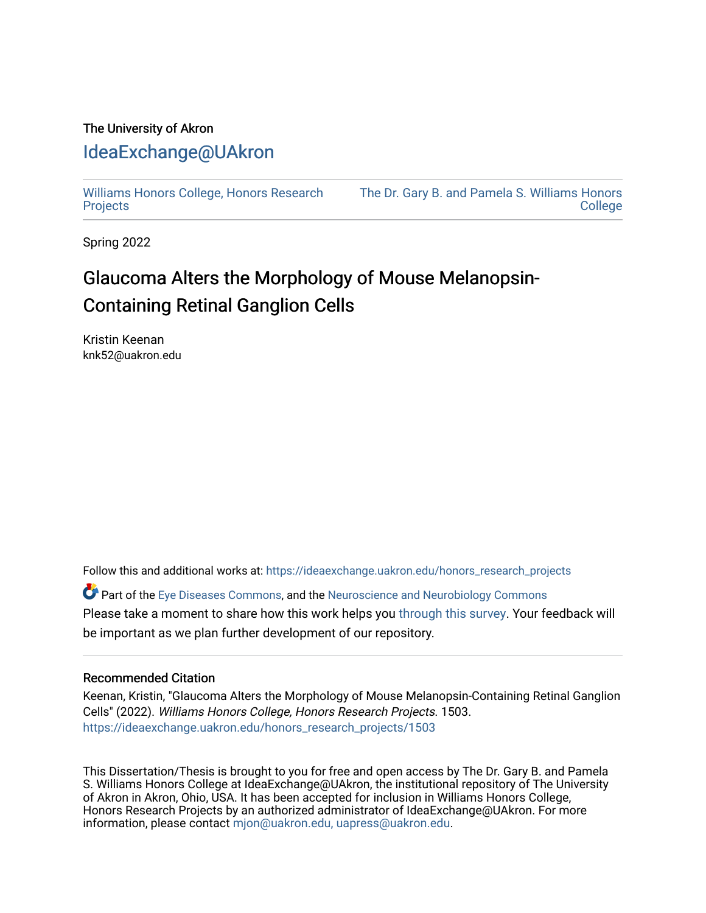The University of Akron

## IdeaExchange@UAkron

Williams Honors College, Honors Research Projects | The Dr. Gary B. and Pamela S. Williams Honors College

Spring 2022

# Glaucoma Alters the Morphology of Mouse Melanopsin-Containing Retinal Ganglion Cells

Kristin Keenan
knk52@uakron.edu

Follow this and additional works at: https://ideaexchange.uakron.edu/honors_research_projects

Part of the Eye Diseases Commons, and the Neuroscience and Neurobiology Commons

Please take a moment to share how this work helps you through this survey. Your feedback will be important as we plan further development of our repository.

### Recommended Citation

Keenan, Kristin, "Glaucoma Alters the Morphology of Mouse Melanopsin-Containing Retinal Ganglion Cells" (2022). *Williams Honors College, Honors Research Projects*. 1503.
https://ideaexchange.uakron.edu/honors_research_projects/1503

This Dissertation/Thesis is brought to you for free and open access by The Dr. Gary B. and Pamela S. Williams Honors College at IdeaExchange@UAkron, the institutional repository of The University of Akron in Akron, Ohio, USA. It has been accepted for inclusion in Williams Honors College, Honors Research Projects by an authorized administrator of IdeaExchange@UAkron. For more information, please contact mjon@uakron.edu, uapress@uakron.edu.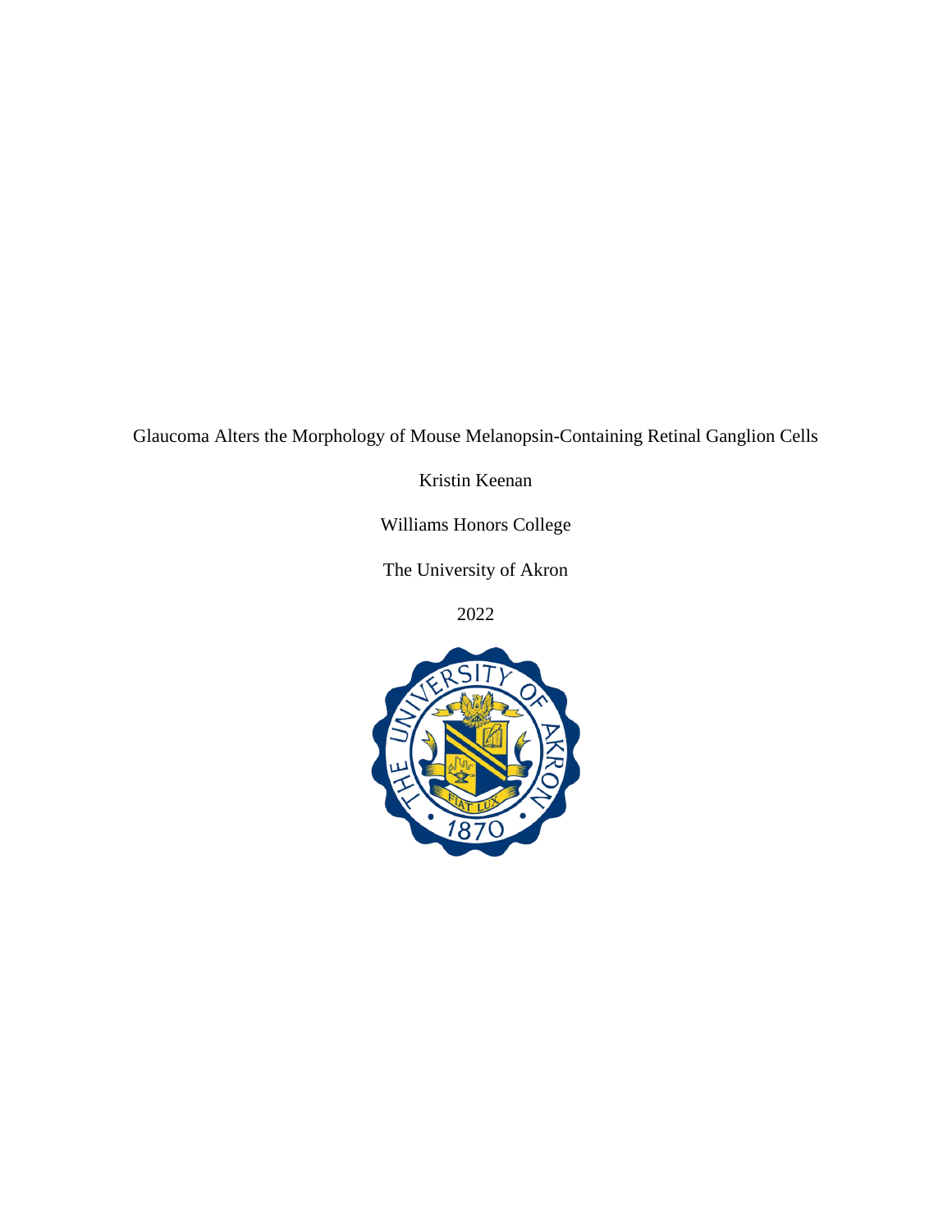Glaucoma Alters the Morphology of Mouse Melanopsin-Containing Retinal Ganglion Cells

Kristin Keenan

Williams Honors College

The University of Akron

2022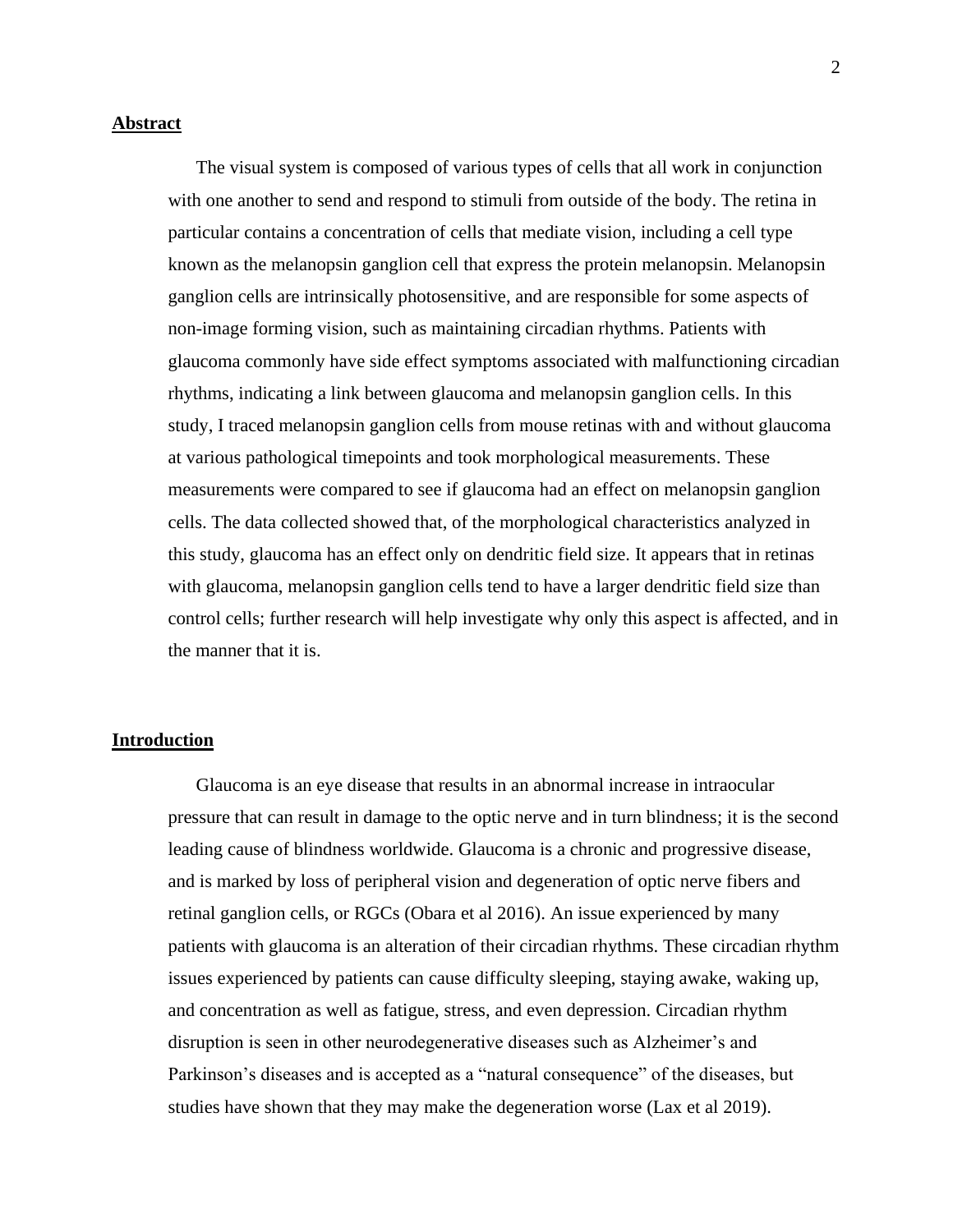## Abstract

The visual system is composed of various types of cells that all work in conjunction with one another to send and respond to stimuli from outside of the body. The retina in particular contains a concentration of cells that mediate vision, including a cell type known as the melanopsin ganglion cell that express the protein melanopsin. Melanopsin ganglion cells are intrinsically photosensitive, and are responsible for some aspects of non-image forming vision, such as maintaining circadian rhythms. Patients with glaucoma commonly have side effect symptoms associated with malfunctioning circadian rhythms, indicating a link between glaucoma and melanopsin ganglion cells. In this study, I traced melanopsin ganglion cells from mouse retinas with and without glaucoma at various pathological timepoints and took morphological measurements. These measurements were compared to see if glaucoma had an effect on melanopsin ganglion cells. The data collected showed that, of the morphological characteristics analyzed in this study, glaucoma has an effect only on dendritic field size. It appears that in retinas with glaucoma, melanopsin ganglion cells tend to have a larger dendritic field size than control cells; further research will help investigate why only this aspect is affected, and in the manner that it is.

## Introduction

Glaucoma is an eye disease that results in an abnormal increase in intraocular pressure that can result in damage to the optic nerve and in turn blindness; it is the second leading cause of blindness worldwide. Glaucoma is a chronic and progressive disease, and is marked by loss of peripheral vision and degeneration of optic nerve fibers and retinal ganglion cells, or RGCs (Obara et al 2016). An issue experienced by many patients with glaucoma is an alteration of their circadian rhythms. These circadian rhythm issues experienced by patients can cause difficulty sleeping, staying awake, waking up, and concentration as well as fatigue, stress, and even depression. Circadian rhythm disruption is seen in other neurodegenerative diseases such as Alzheimer's and Parkinson's diseases and is accepted as a "natural consequence" of the diseases, but studies have shown that they may make the degeneration worse (Lax et al 2019).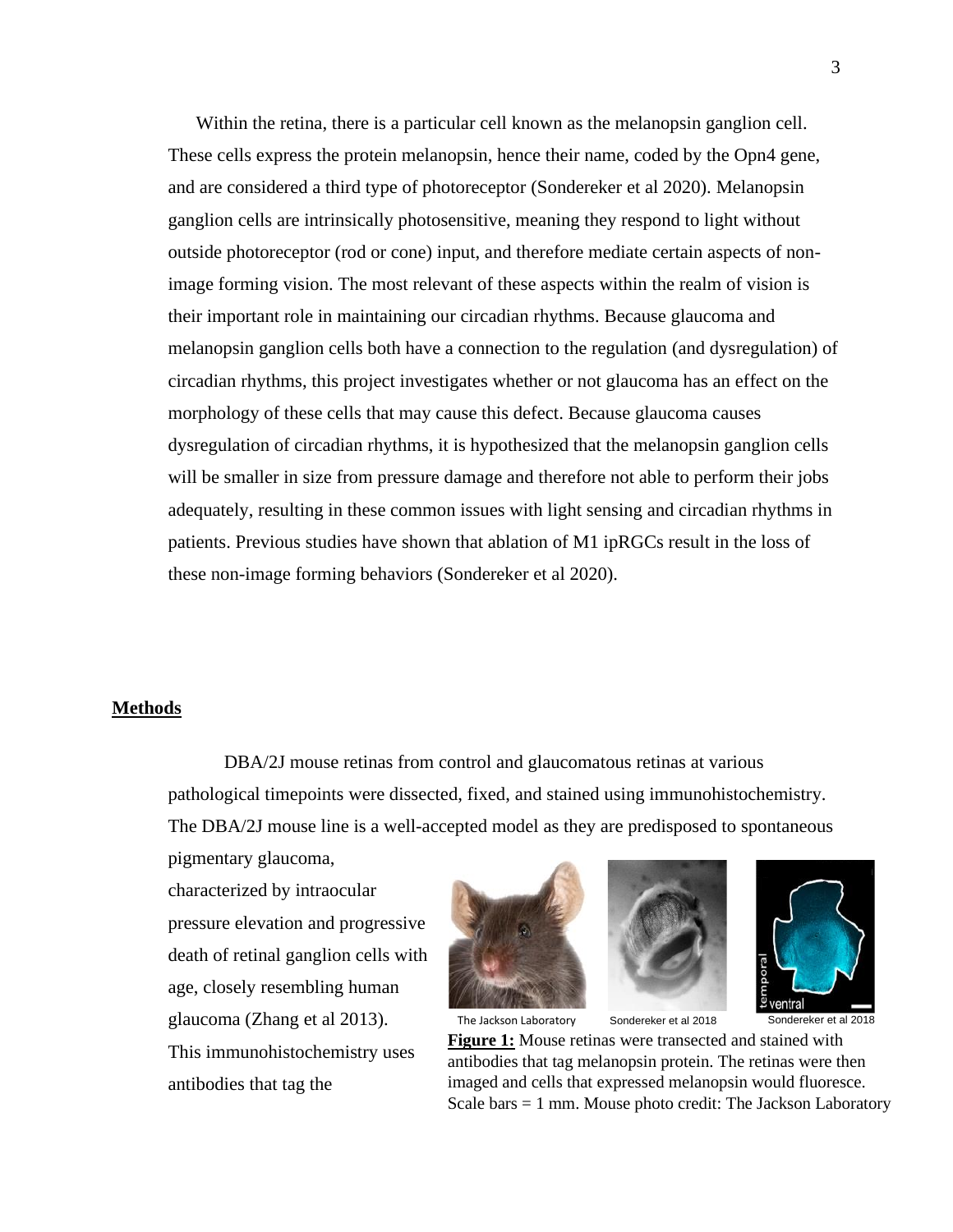Within the retina, there is a particular cell known as the melanopsin ganglion cell. These cells express the protein melanopsin, hence their name, coded by the Opn4 gene, and are considered a third type of photoreceptor (Sondereker et al 2020). Melanopsin ganglion cells are intrinsically photosensitive, meaning they respond to light without outside photoreceptor (rod or cone) input, and therefore mediate certain aspects of non-image forming vision. The most relevant of these aspects within the realm of vision is their important role in maintaining our circadian rhythms. Because glaucoma and melanopsin ganglion cells both have a connection to the regulation (and dysregulation) of circadian rhythms, this project investigates whether or not glaucoma has an effect on the morphology of these cells that may cause this defect. Because glaucoma causes dysregulation of circadian rhythms, it is hypothesized that the melanopsin ganglion cells will be smaller in size from pressure damage and therefore not able to perform their jobs adequately, resulting in these common issues with light sensing and circadian rhythms in patients. Previous studies have shown that ablation of M1 ipRGCs result in the loss of these non-image forming behaviors (Sondereker et al 2020).

## Methods

DBA/2J mouse retinas from control and glaucomatous retinas at various pathological timepoints were dissected, fixed, and stained using immunohistochemistry. The DBA/2J mouse line is a well-accepted model as they are predisposed to spontaneous pigmentary glaucoma, characterized by intraocular pressure elevation and progressive death of retinal ganglion cells with age, closely resembling human glaucoma (Zhang et al 2013). This immunohistochemistry uses antibodies that tag the

The Jackson Laboratory Sondereker et al 2018 Sondereker et al 2018

**Figure 1:** Mouse retinas were transected and stained with antibodies that tag melanopsin protein. The retinas were then imaged and cells that expressed melanopsin would fluoresce. Scale bars = 1 mm. Mouse photo credit: The Jackson Laboratory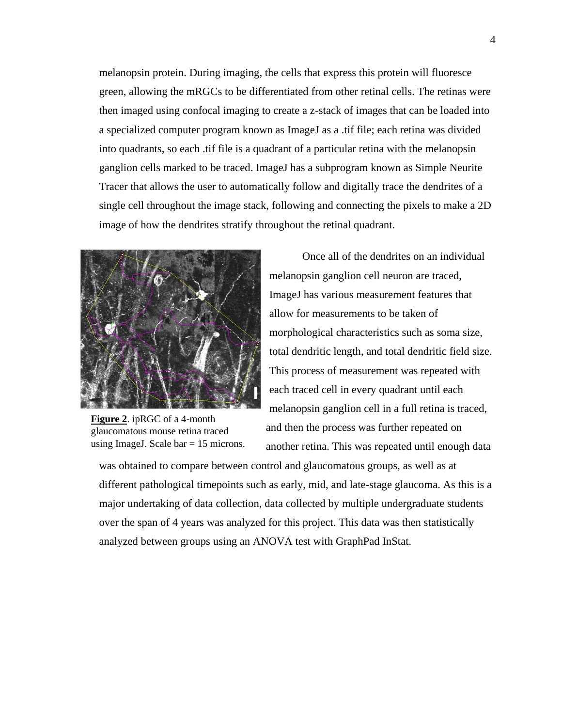melanopsin protein. During imaging, the cells that express this protein will fluoresce green, allowing the mRGCs to be differentiated from other retinal cells. The retinas were then imaged using confocal imaging to create a z-stack of images that can be loaded into a specialized computer program known as ImageJ as a .tif file; each retina was divided into quadrants, so each .tif file is a quadrant of a particular retina with the melanopsin ganglion cells marked to be traced. ImageJ has a subprogram known as Simple Neurite Tracer that allows the user to automatically follow and digitally trace the dendrites of a single cell throughout the image stack, following and connecting the pixels to make a 2D image of how the dendrites stratify throughout the retinal quadrant.

**Figure 2**. ipRGC of a 4-month glaucomatous mouse retina traced using ImageJ. Scale bar = 15 microns.

Once all of the dendrites on an individual melanopsin ganglion cell neuron are traced, ImageJ has various measurement features that allow for measurements to be taken of morphological characteristics such as soma size, total dendritic length, and total dendritic field size. This process of measurement was repeated with each traced cell in every quadrant until each melanopsin ganglion cell in a full retina is traced, and then the process was further repeated on another retina. This was repeated until enough data was obtained to compare between control and glaucomatous groups, as well as at different pathological timepoints such as early, mid, and late-stage glaucoma. As this is a major undertaking of data collection, data collected by multiple undergraduate students over the span of 4 years was analyzed for this project. This data was then statistically analyzed between groups using an ANOVA test with GraphPad InStat.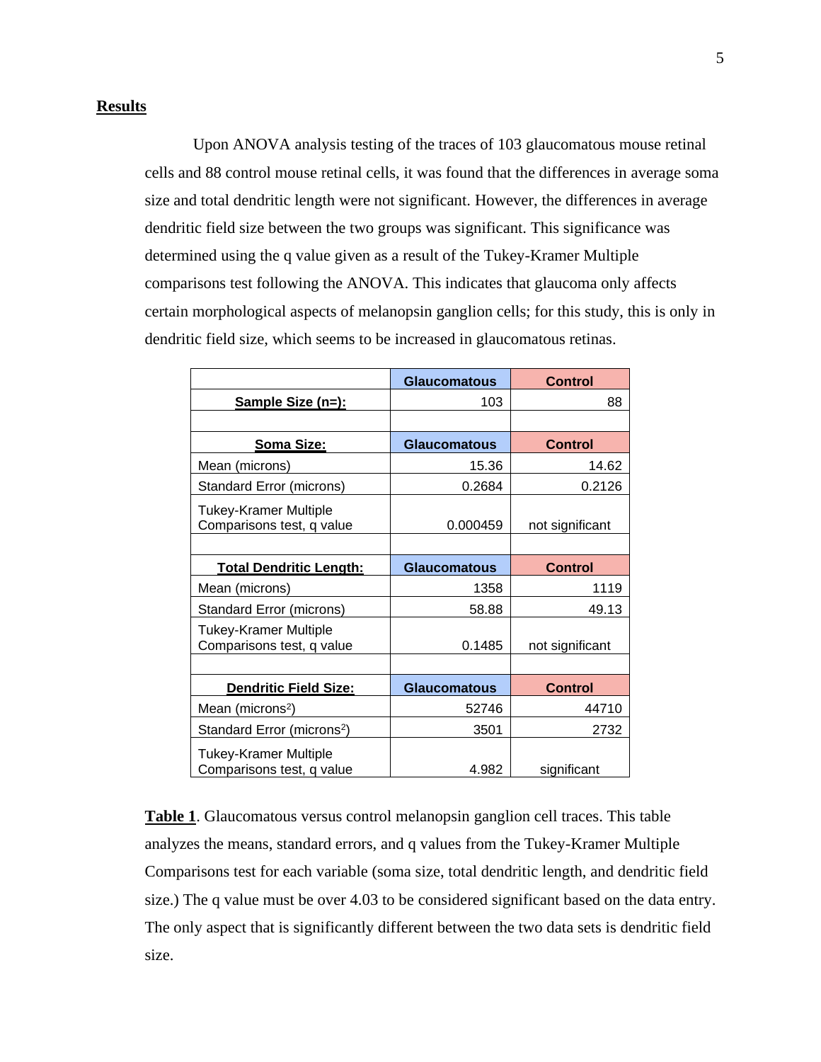## Results

Upon ANOVA analysis testing of the traces of 103 glaucomatous mouse retinal cells and 88 control mouse retinal cells, it was found that the differences in average soma size and total dendritic length were not significant. However, the differences in average dendritic field size between the two groups was significant. This significance was determined using the q value given as a result of the Tukey-Kramer Multiple comparisons test following the ANOVA. This indicates that glaucoma only affects certain morphological aspects of melanopsin ganglion cells; for this study, this is only in dendritic field size, which seems to be increased in glaucomatous retinas.

| | Glaucomatous | Control |
|---|---|---|
| **Sample Size (n=):** | 103 | 88 |
| | | |
| **Soma Size:** | **Glaucomatous** | **Control** |
| Mean (microns) | 15.36 | 14.62 |
| Standard Error (microns) | 0.2684 | 0.2126 |
| Tukey-Kramer Multiple Comparisons test, q value | 0.000459 | not significant |
| | | |
| **Total Dendritic Length:** | **Glaucomatous** | **Control** |
| Mean (microns) | 1358 | 1119 |
| Standard Error (microns) | 58.88 | 49.13 |
| Tukey-Kramer Multiple Comparisons test, q value | 0.1485 | not significant |
| | | |
| **Dendritic Field Size:** | **Glaucomatous** | **Control** |
| Mean (microns$^2$) | 52746 | 44710 |
| Standard Error (microns$^2$) | 3501 | 2732 |
| Tukey-Kramer Multiple Comparisons test, q value | 4.982 | significant |

**Table 1**. Glaucomatous versus control melanopsin ganglion cell traces. This table analyzes the means, standard errors, and q values from the Tukey-Kramer Multiple Comparisons test for each variable (soma size, total dendritic length, and dendritic field size.) The q value must be over 4.03 to be considered significant based on the data entry. The only aspect that is significantly different between the two data sets is dendritic field size.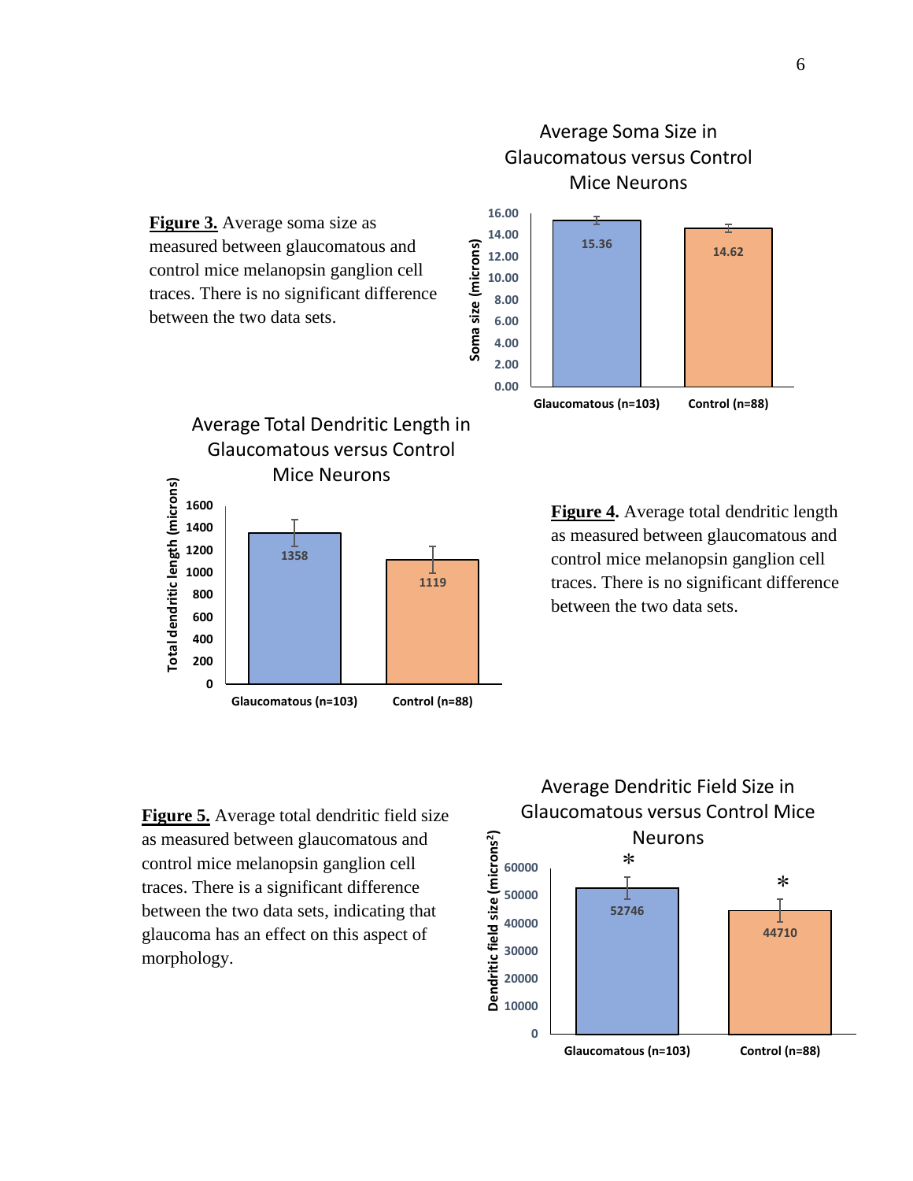**Figure 3.** Average soma size as measured between glaucomatous and control mice melanopsin ganglion cell traces. There is no significant difference between the two data sets.

Average Soma Size in Glaucomatous versus Control Mice Neurons

| | Soma size (microns) |
|---|---|
| Glaucomatous (n=103) | 15.36 |
| Control (n=88) | 14.62 |

Average Total Dendritic Length in Glaucomatous versus Control Mice Neurons

| | Total dendritic length (microns) |
|---|---|
| Glaucomatous (n=103) | 1358 |
| Control (n=88) | 1119 |

**Figure 4.** Average total dendritic length as measured between glaucomatous and control mice melanopsin ganglion cell traces. There is no significant difference between the two data sets.

**Figure 5.** Average total dendritic field size as measured between glaucomatous and control mice melanopsin ganglion cell traces. There is a significant difference between the two data sets, indicating that glaucoma has an effect on this aspect of morphology.

Average Dendritic Field Size in Glaucomatous versus Control Mice Neurons

| | Dendritic field size ($microns^2$) |
|---|---|
| Glaucomatous (n=103) | 52746 * |
| Control (n=88) | 44710 * |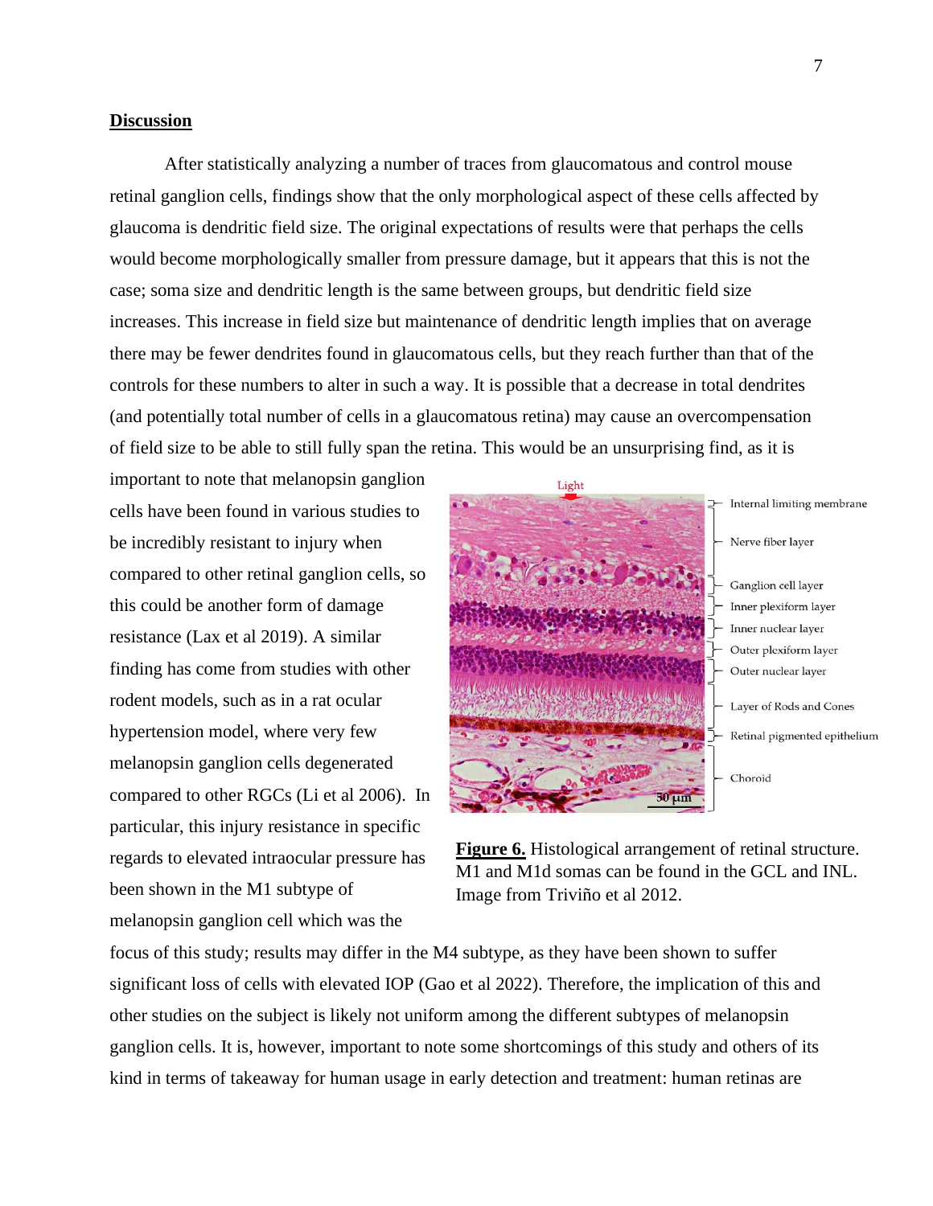## Discussion

After statistically analyzing a number of traces from glaucomatous and control mouse retinal ganglion cells, findings show that the only morphological aspect of these cells affected by glaucoma is dendritic field size. The original expectations of results were that perhaps the cells would become morphologically smaller from pressure damage, but it appears that this is not the case; soma size and dendritic length is the same between groups, but dendritic field size increases. This increase in field size but maintenance of dendritic length implies that on average there may be fewer dendrites found in glaucomatous cells, but they reach further than that of the controls for these numbers to alter in such a way. It is possible that a decrease in total dendrites (and potentially total number of cells in a glaucomatous retina) may cause an overcompensation of field size to be able to still fully span the retina. This would be an unsurprising find, as it is important to note that melanopsin ganglion cells have been found in various studies to be incredibly resistant to injury when compared to other retinal ganglion cells, so this could be another form of damage resistance (Lax et al 2019). A similar finding has come from studies with other rodent models, such as in a rat ocular hypertension model, where very few melanopsin ganglion cells degenerated compared to other RGCs (Li et al 2006). In particular, this injury resistance in specific regards to elevated intraocular pressure has been shown in the M1 subtype of melanopsin ganglion cell which was the focus of this study; results may differ in the M4 subtype, as they have been shown to suffer significant loss of cells with elevated IOP (Gao et al 2022). Therefore, the implication of this and other studies on the subject is likely not uniform among the different subtypes of melanopsin ganglion cells. It is, however, important to note some shortcomings of this study and others of its kind in terms of takeaway for human usage in early detection and treatment: human retinas are

**Figure 6.** Histological arrangement of retinal structure. M1 and M1d somas can be found in the GCL and INL. Image from Triviño et al 2012.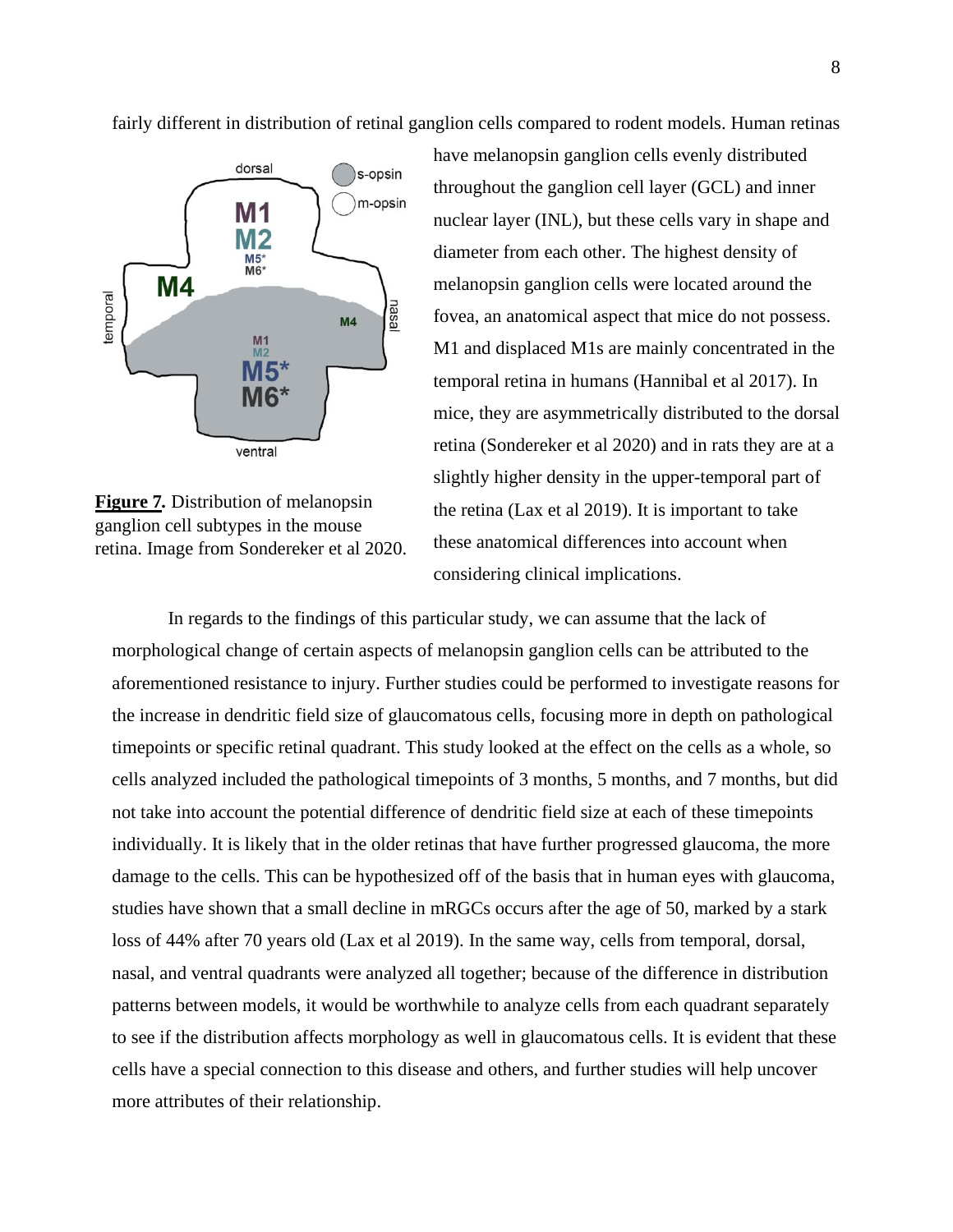fairly different in distribution of retinal ganglion cells compared to rodent models. Human retinas have melanopsin ganglion cells evenly distributed throughout the ganglion cell layer (GCL) and inner nuclear layer (INL), but these cells vary in shape and diameter from each other. The highest density of melanopsin ganglion cells were located around the fovea, an anatomical aspect that mice do not possess. M1 and displaced M1s are mainly concentrated in the temporal retina in humans (Hannibal et al 2017). In mice, they are asymmetrically distributed to the dorsal retina (Sondereker et al 2020) and in rats they are at a slightly higher density in the upper-temporal part of the retina (Lax et al 2019). It is important to take these anatomical differences into account when considering clinical implications.

**Figure 7.** Distribution of melanopsin ganglion cell subtypes in the mouse retina. Image from Sondereker et al 2020.

In regards to the findings of this particular study, we can assume that the lack of morphological change of certain aspects of melanopsin ganglion cells can be attributed to the aforementioned resistance to injury. Further studies could be performed to investigate reasons for the increase in dendritic field size of glaucomatous cells, focusing more in depth on pathological timepoints or specific retinal quadrant. This study looked at the effect on the cells as a whole, so cells analyzed included the pathological timepoints of 3 months, 5 months, and 7 months, but did not take into account the potential difference of dendritic field size at each of these timepoints individually. It is likely that in the older retinas that have further progressed glaucoma, the more damage to the cells. This can be hypothesized off of the basis that in human eyes with glaucoma, studies have shown that a small decline in mRGCs occurs after the age of 50, marked by a stark loss of 44% after 70 years old (Lax et al 2019). In the same way, cells from temporal, dorsal, nasal, and ventral quadrants were analyzed all together; because of the difference in distribution patterns between models, it would be worthwhile to analyze cells from each quadrant separately to see if the distribution affects morphology as well in glaucomatous cells. It is evident that these cells have a special connection to this disease and others, and further studies will help uncover more attributes of their relationship.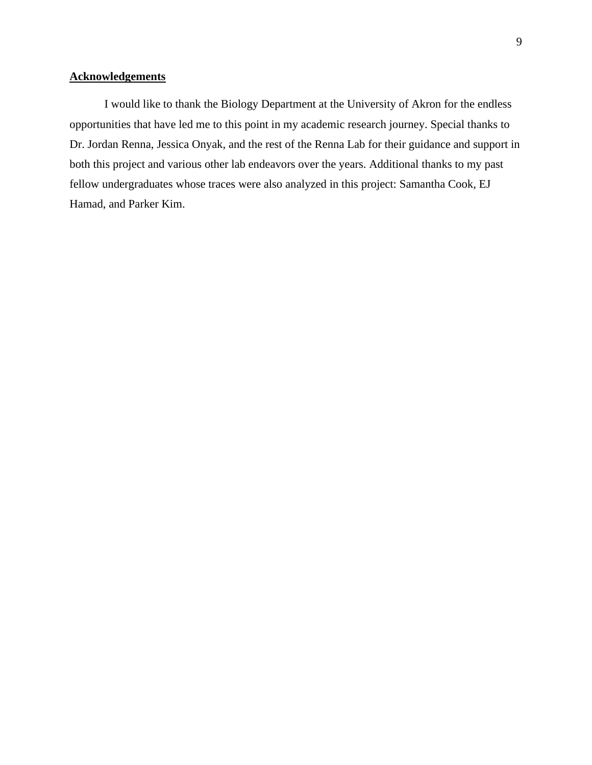## **Acknowledgements**

I would like to thank the Biology Department at the University of Akron for the endless opportunities that have led me to this point in my academic research journey. Special thanks to Dr. Jordan Renna, Jessica Onyak, and the rest of the Renna Lab for their guidance and support in both this project and various other lab endeavors over the years. Additional thanks to my past fellow undergraduates whose traces were also analyzed in this project: Samantha Cook, EJ Hamad, and Parker Kim.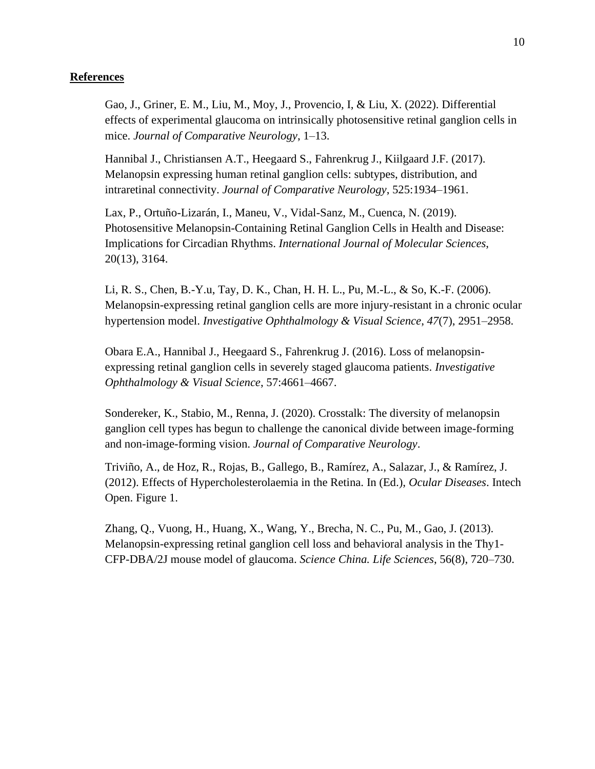**References**

Gao, J., Griner, E. M., Liu, M., Moy, J., Provencio, I, & Liu, X. (2022). Differential effects of experimental glaucoma on intrinsically photosensitive retinal ganglion cells in mice. *Journal of Comparative Neurology*, 1–13.

Hannibal J., Christiansen A.T., Heegaard S., Fahrenkrug J., Kiilgaard J.F. (2017). Melanopsin expressing human retinal ganglion cells: subtypes, distribution, and intraretinal connectivity. *Journal of Comparative Neurology*, 525:1934–1961.

Lax, P., Ortuño-Lizarán, I., Maneu, V., Vidal-Sanz, M., Cuenca, N. (2019). Photosensitive Melanopsin-Containing Retinal Ganglion Cells in Health and Disease: Implications for Circadian Rhythms. *International Journal of Molecular Sciences*, 20(13), 3164.

Li, R. S., Chen, B.-Y.u, Tay, D. K., Chan, H. H. L., Pu, M.-L., & So, K.-F. (2006). Melanopsin-expressing retinal ganglion cells are more injury-resistant in a chronic ocular hypertension model. *Investigative Ophthalmology & Visual Science*, *47*(7), 2951–2958.

Obara E.A., Hannibal J., Heegaard S., Fahrenkrug J. (2016). Loss of melanopsin-expressing retinal ganglion cells in severely staged glaucoma patients. *Investigative Ophthalmology & Visual Science*, 57:4661–4667.

Sondereker, K., Stabio, M., Renna, J. (2020). Crosstalk: The diversity of melanopsin ganglion cell types has begun to challenge the canonical divide between image-forming and non-image-forming vision. *Journal of Comparative Neurology*.

Triviño, A., de Hoz, R., Rojas, B., Gallego, B., Ramírez, A., Salazar, J., & Ramírez, J. (2012). Effects of Hypercholesterolaemia in the Retina. In (Ed.), *Ocular Diseases*. Intech Open. Figure 1.

Zhang, Q., Vuong, H., Huang, X., Wang, Y., Brecha, N. C., Pu, M., Gao, J. (2013). Melanopsin-expressing retinal ganglion cell loss and behavioral analysis in the Thy1-CFP-DBA/2J mouse model of glaucoma. *Science China. Life Sciences*, 56(8), 720–730.